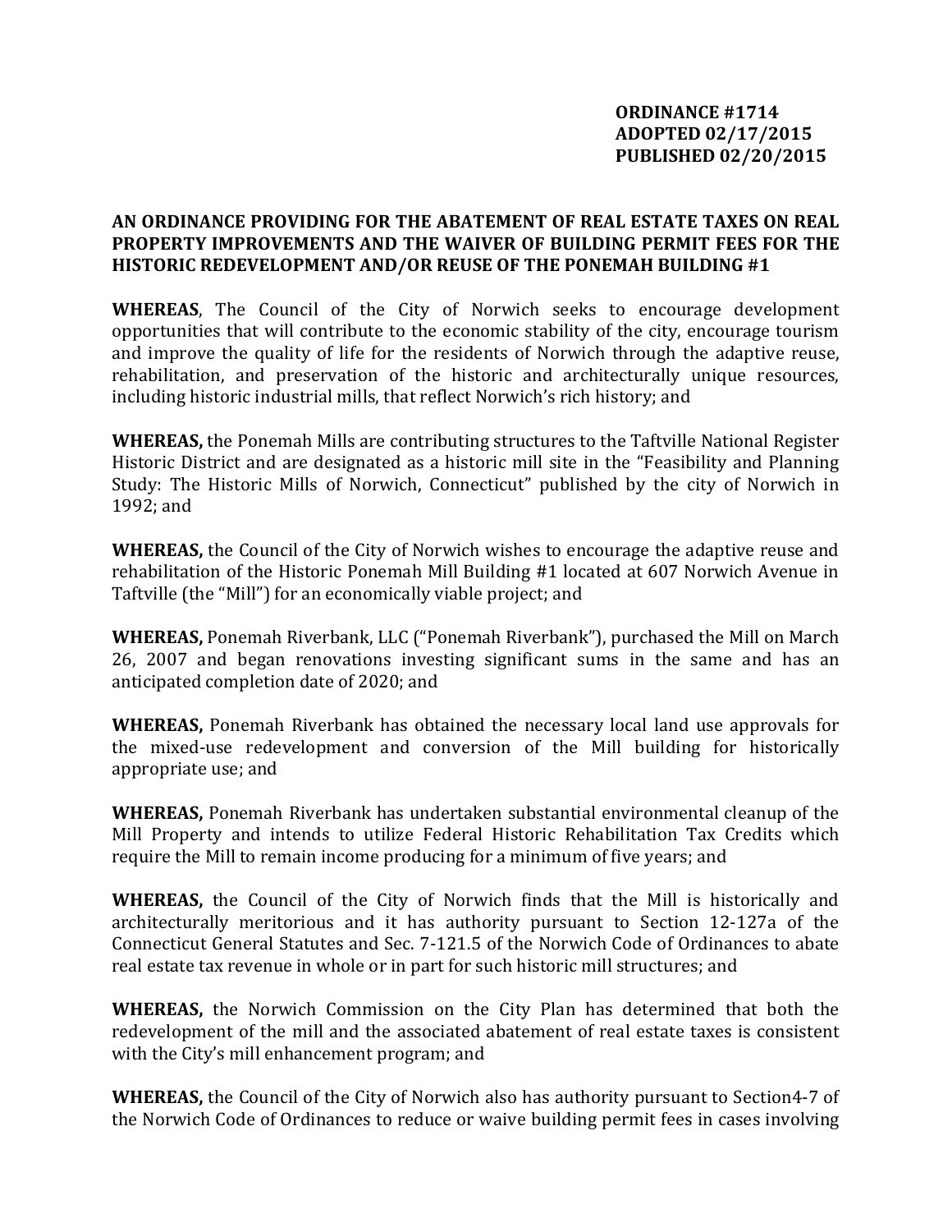**ORDINANCE #1714**
**ADOPTED 02/17/2015**
**PUBLISHED 02/20/2015**

**AN ORDINANCE PROVIDING FOR THE ABATEMENT OF REAL ESTATE TAXES ON REAL PROPERTY IMPROVEMENTS AND THE WAIVER OF BUILDING PERMIT FEES FOR THE HISTORIC REDEVELOPMENT AND/OR REUSE OF THE PONEMAH BUILDING #1**

**WHEREAS**, The Council of the City of Norwich seeks to encourage development opportunities that will contribute to the economic stability of the city, encourage tourism and improve the quality of life for the residents of Norwich through the adaptive reuse, rehabilitation, and preservation of the historic and architecturally unique resources, including historic industrial mills, that reflect Norwich's rich history; and

**WHEREAS,** the Ponemah Mills are contributing structures to the Taftville National Register Historic District and are designated as a historic mill site in the "Feasibility and Planning Study: The Historic Mills of Norwich, Connecticut" published by the city of Norwich in 1992; and

**WHEREAS,** the Council of the City of Norwich wishes to encourage the adaptive reuse and rehabilitation of the Historic Ponemah Mill Building #1 located at 607 Norwich Avenue in Taftville (the "Mill") for an economically viable project; and

**WHEREAS,** Ponemah Riverbank, LLC ("Ponemah Riverbank"), purchased the Mill on March 26, 2007 and began renovations investing significant sums in the same and has an anticipated completion date of 2020; and

**WHEREAS,** Ponemah Riverbank has obtained the necessary local land use approvals for the mixed-use redevelopment and conversion of the Mill building for historically appropriate use; and

**WHEREAS,** Ponemah Riverbank has undertaken substantial environmental cleanup of the Mill Property and intends to utilize Federal Historic Rehabilitation Tax Credits which require the Mill to remain income producing for a minimum of five years; and

**WHEREAS,** the Council of the City of Norwich finds that the Mill is historically and architecturally meritorious and it has authority pursuant to Section 12-127a of the Connecticut General Statutes and Sec. 7-121.5 of the Norwich Code of Ordinances to abate real estate tax revenue in whole or in part for such historic mill structures; and

**WHEREAS,** the Norwich Commission on the City Plan has determined that both the redevelopment of the mill and the associated abatement of real estate taxes is consistent with the City's mill enhancement program; and

**WHEREAS,** the Council of the City of Norwich also has authority pursuant to Section4-7 of the Norwich Code of Ordinances to reduce or waive building permit fees in cases involving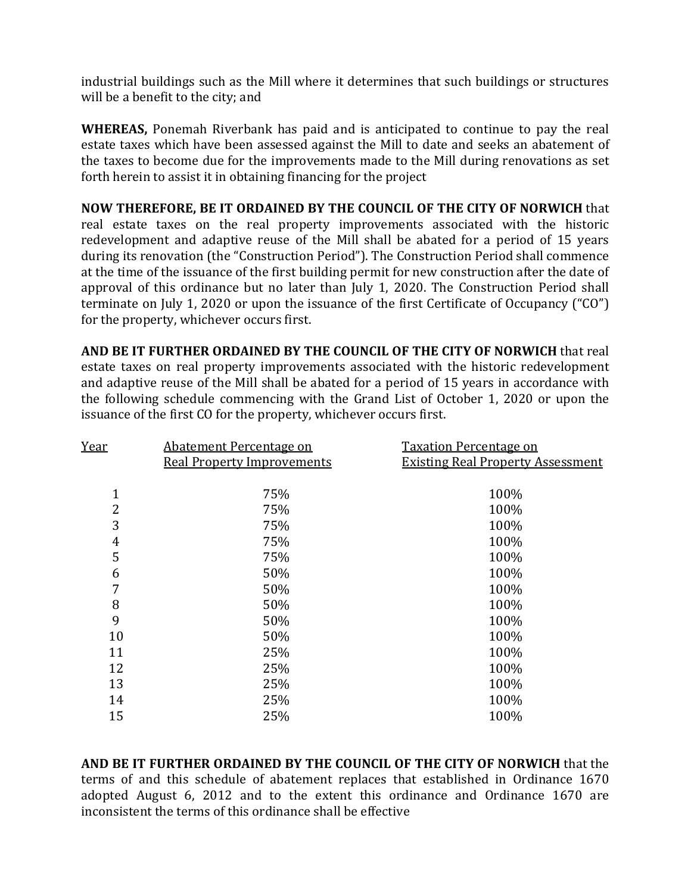industrial buildings such as the Mill where it determines that such buildings or structures will be a benefit to the city; and

**WHEREAS,** Ponemah Riverbank has paid and is anticipated to continue to pay the real estate taxes which have been assessed against the Mill to date and seeks an abatement of the taxes to become due for the improvements made to the Mill during renovations as set forth herein to assist it in obtaining financing for the project

**NOW THEREFORE, BE IT ORDAINED BY THE COUNCIL OF THE CITY OF NORWICH** that real estate taxes on the real property improvements associated with the historic redevelopment and adaptive reuse of the Mill shall be abated for a period of 15 years during its renovation (the "Construction Period"). The Construction Period shall commence at the time of the issuance of the first building permit for new construction after the date of approval of this ordinance but no later than July 1, 2020. The Construction Period shall terminate on July 1, 2020 or upon the issuance of the first Certificate of Occupancy ("CO") for the property, whichever occurs first.

**AND BE IT FURTHER ORDAINED BY THE COUNCIL OF THE CITY OF NORWICH** that real estate taxes on real property improvements associated with the historic redevelopment and adaptive reuse of the Mill shall be abated for a period of 15 years in accordance with the following schedule commencing with the Grand List of October 1, 2020 or upon the issuance of the first CO for the property, whichever occurs first.

| Year | Abatement Percentage on Real Property Improvements | Taxation Percentage on Existing Real Property Assessment |
|---|---|---|
| 1 | 75% | 100% |
| 2 | 75% | 100% |
| 3 | 75% | 100% |
| 4 | 75% | 100% |
| 5 | 75% | 100% |
| 6 | 50% | 100% |
| 7 | 50% | 100% |
| 8 | 50% | 100% |
| 9 | 50% | 100% |
| 10 | 50% | 100% |
| 11 | 25% | 100% |
| 12 | 25% | 100% |
| 13 | 25% | 100% |
| 14 | 25% | 100% |
| 15 | 25% | 100% |

**AND BE IT FURTHER ORDAINED BY THE COUNCIL OF THE CITY OF NORWICH** that the terms of and this schedule of abatement replaces that established in Ordinance 1670 adopted August 6, 2012 and to the extent this ordinance and Ordinance 1670 are inconsistent the terms of this ordinance shall be effective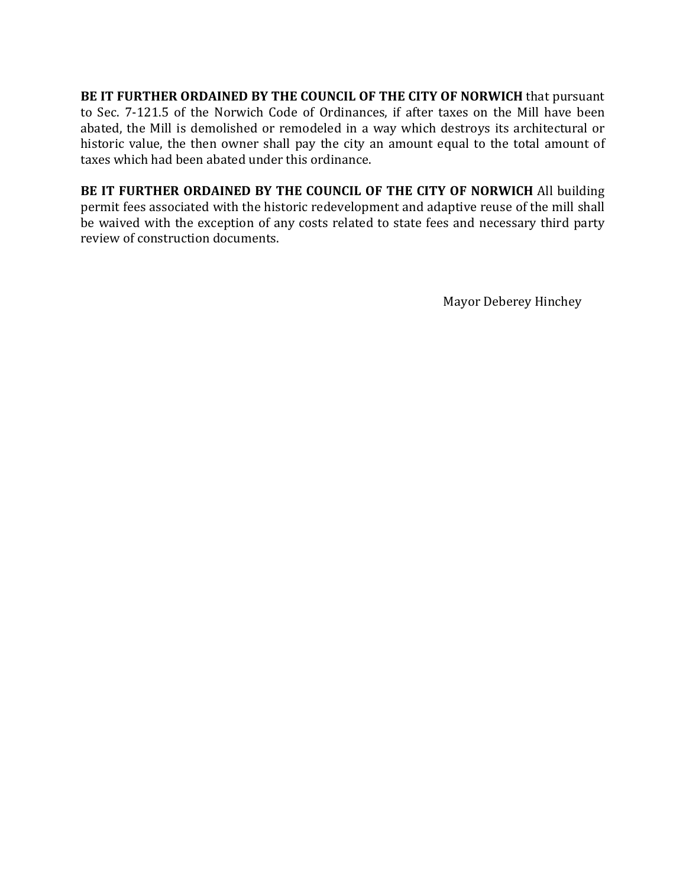**BE IT FURTHER ORDAINED BY THE COUNCIL OF THE CITY OF NORWICH** that pursuant to Sec. 7-121.5 of the Norwich Code of Ordinances, if after taxes on the Mill have been abated, the Mill is demolished or remodeled in a way which destroys its architectural or historic value, the then owner shall pay the city an amount equal to the total amount of taxes which had been abated under this ordinance.

**BE IT FURTHER ORDAINED BY THE COUNCIL OF THE CITY OF NORWICH** All building permit fees associated with the historic redevelopment and adaptive reuse of the mill shall be waived with the exception of any costs related to state fees and necessary third party review of construction documents.

Mayor Deberey Hinchey